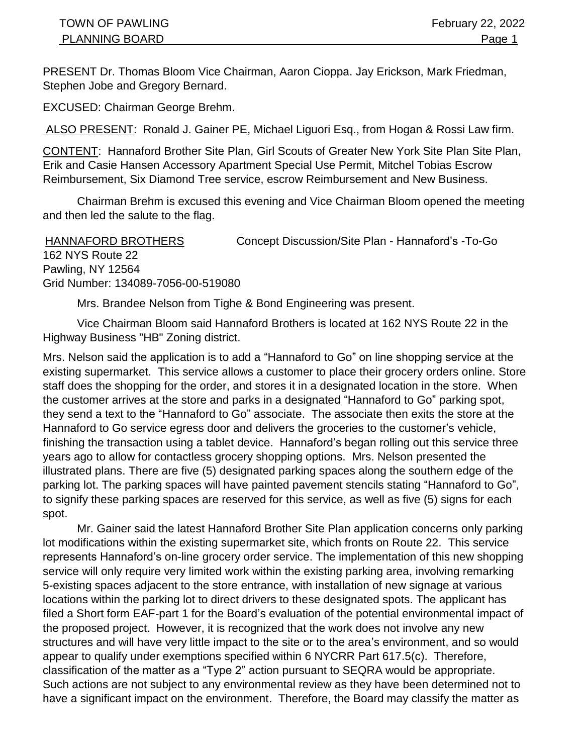PRESENT Dr. Thomas Bloom Vice Chairman, Aaron Cioppa. Jay Erickson, Mark Friedman, Stephen Jobe and Gregory Bernard.

EXCUSED: Chairman George Brehm.

ALSO PRESENT: Ronald J. Gainer PE, Michael Liguori Esq., from Hogan & Rossi Law firm.

CONTENT: Hannaford Brother Site Plan, Girl Scouts of Greater New York Site Plan Site Plan, Erik and Casie Hansen Accessory Apartment Special Use Permit, Mitchel Tobias Escrow Reimbursement, Six Diamond Tree service, escrow Reimbursement and New Business.

Chairman Brehm is excused this evening and Vice Chairman Bloom opened the meeting and then led the salute to the flag.

HANNAFORD BROTHERS Concept Discussion/Site Plan - Hannaford's -To-Go
162 NYS Route 22
Pawling, NY 12564
Grid Number: 134089-7056-00-519080

Mrs. Brandee Nelson from Tighe & Bond Engineering was present.

Vice Chairman Bloom said Hannaford Brothers is located at 162 NYS Route 22 in the Highway Business "HB" Zoning district.

Mrs. Nelson said the application is to add a "Hannaford to Go" on line shopping service at the existing supermarket. This service allows a customer to place their grocery orders online. Store staff does the shopping for the order, and stores it in a designated location in the store. When the customer arrives at the store and parks in a designated "Hannaford to Go" parking spot, they send a text to the "Hannaford to Go" associate. The associate then exits the store at the Hannaford to Go service egress door and delivers the groceries to the customer's vehicle, finishing the transaction using a tablet device. Hannaford's began rolling out this service three years ago to allow for contactless grocery shopping options. Mrs. Nelson presented the illustrated plans. There are five (5) designated parking spaces along the southern edge of the parking lot. The parking spaces will have painted pavement stencils stating "Hannaford to Go", to signify these parking spaces are reserved for this service, as well as five (5) signs for each spot.

Mr. Gainer said the latest Hannaford Brother Site Plan application concerns only parking lot modifications within the existing supermarket site, which fronts on Route 22. This service represents Hannaford's on-line grocery order service. The implementation of this new shopping service will only require very limited work within the existing parking area, involving remarking 5-existing spaces adjacent to the store entrance, with installation of new signage at various locations within the parking lot to direct drivers to these designated spots. The applicant has filed a Short form EAF-part 1 for the Board's evaluation of the potential environmental impact of the proposed project. However, it is recognized that the work does not involve any new structures and will have very little impact to the site or to the area's environment, and so would appear to qualify under exemptions specified within 6 NYCRR Part 617.5(c). Therefore, classification of the matter as a "Type 2" action pursuant to SEQRA would be appropriate. Such actions are not subject to any environmental review as they have been determined not to have a significant impact on the environment. Therefore, the Board may classify the matter as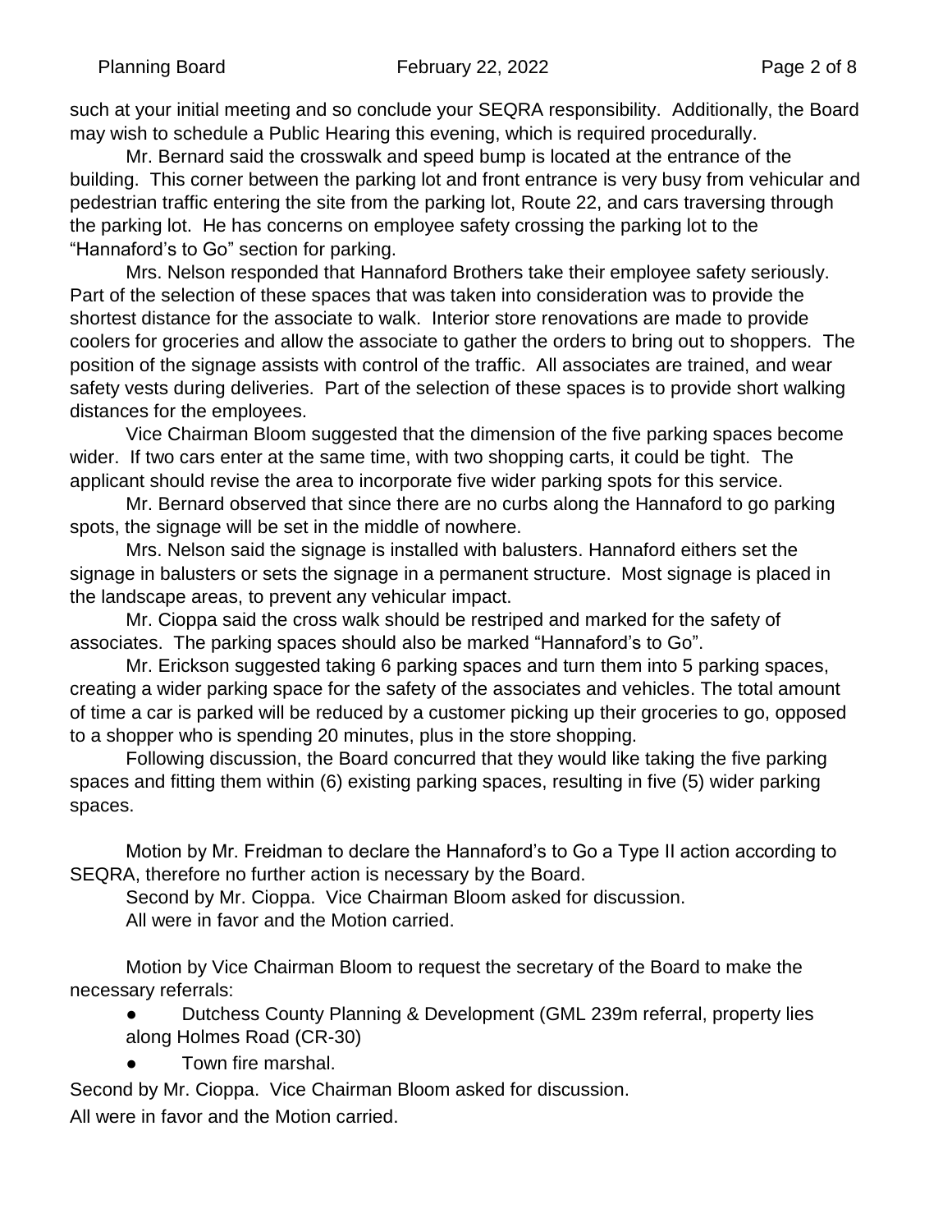such at your initial meeting and so conclude your SEQRA responsibility. Additionally, the Board may wish to schedule a Public Hearing this evening, which is required procedurally.

Mr. Bernard said the crosswalk and speed bump is located at the entrance of the building. This corner between the parking lot and front entrance is very busy from vehicular and pedestrian traffic entering the site from the parking lot, Route 22, and cars traversing through the parking lot. He has concerns on employee safety crossing the parking lot to the "Hannaford's to Go" section for parking.

Mrs. Nelson responded that Hannaford Brothers take their employee safety seriously. Part of the selection of these spaces that was taken into consideration was to provide the shortest distance for the associate to walk. Interior store renovations are made to provide coolers for groceries and allow the associate to gather the orders to bring out to shoppers. The position of the signage assists with control of the traffic. All associates are trained, and wear safety vests during deliveries. Part of the selection of these spaces is to provide short walking distances for the employees.

Vice Chairman Bloom suggested that the dimension of the five parking spaces become wider. If two cars enter at the same time, with two shopping carts, it could be tight. The applicant should revise the area to incorporate five wider parking spots for this service.

Mr. Bernard observed that since there are no curbs along the Hannaford to go parking spots, the signage will be set in the middle of nowhere.

Mrs. Nelson said the signage is installed with balusters. Hannaford eithers set the signage in balusters or sets the signage in a permanent structure. Most signage is placed in the landscape areas, to prevent any vehicular impact.

Mr. Cioppa said the cross walk should be restriped and marked for the safety of associates. The parking spaces should also be marked "Hannaford's to Go".

Mr. Erickson suggested taking 6 parking spaces and turn them into 5 parking spaces, creating a wider parking space for the safety of the associates and vehicles. The total amount of time a car is parked will be reduced by a customer picking up their groceries to go, opposed to a shopper who is spending 20 minutes, plus in the store shopping.

Following discussion, the Board concurred that they would like taking the five parking spaces and fitting them within (6) existing parking spaces, resulting in five (5) wider parking spaces.

Motion by Mr. Freidman to declare the Hannaford's to Go a Type II action according to SEQRA, therefore no further action is necessary by the Board.

Second by Mr. Cioppa. Vice Chairman Bloom asked for discussion.

All were in favor and the Motion carried.

Motion by Vice Chairman Bloom to request the secretary of the Board to make the necessary referrals:

- Dutchess County Planning & Development (GML 239m referral, property lies along Holmes Road (CR-30)
- Town fire marshal.

Second by Mr. Cioppa. Vice Chairman Bloom asked for discussion.

All were in favor and the Motion carried.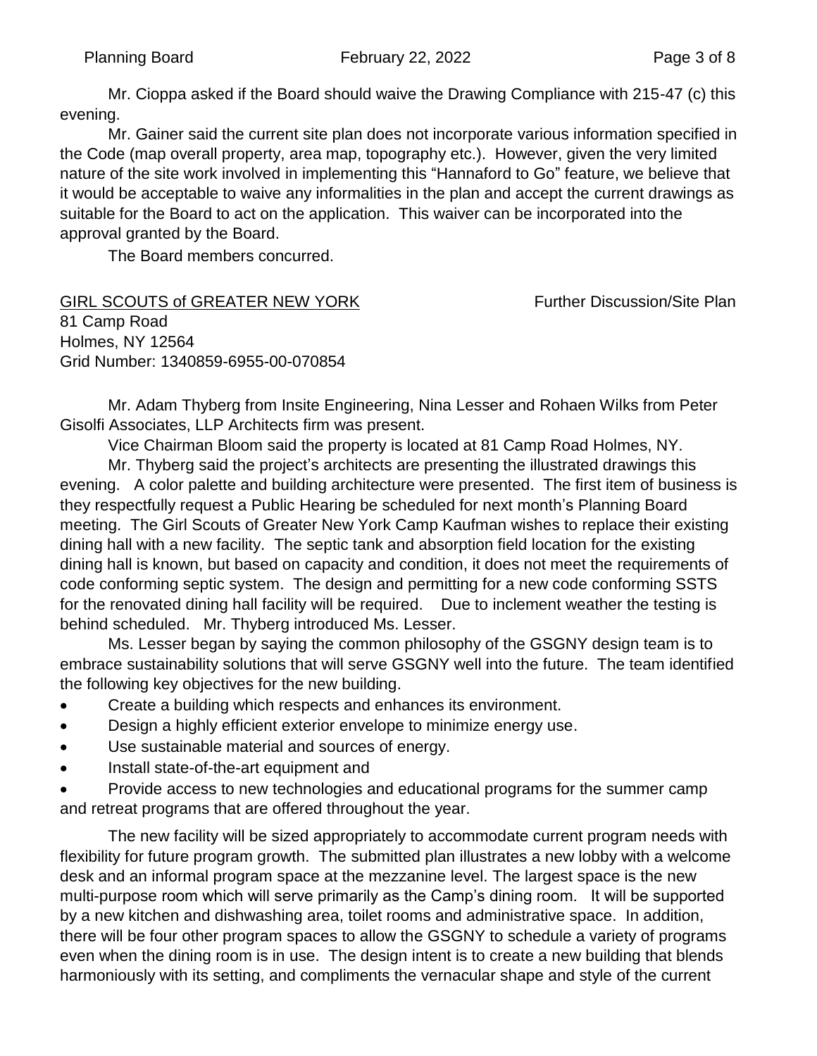Mr. Cioppa asked if the Board should waive the Drawing Compliance with 215-47 (c) this evening.

Mr. Gainer said the current site plan does not incorporate various information specified in the Code (map overall property, area map, topography etc.). However, given the very limited nature of the site work involved in implementing this "Hannaford to Go" feature, we believe that it would be acceptable to waive any informalities in the plan and accept the current drawings as suitable for the Board to act on the application. This waiver can be incorporated into the approval granted by the Board.

The Board members concurred.

<u>GIRL SCOUTS of GREATER NEW YORK</u> Further Discussion/Site Plan
81 Camp Road
Holmes, NY 12564
Grid Number: 1340859-6955-00-070854

Mr. Adam Thyberg from Insite Engineering, Nina Lesser and Rohaen Wilks from Peter Gisolfi Associates, LLP Architects firm was present.

Vice Chairman Bloom said the property is located at 81 Camp Road Holmes, NY.

Mr. Thyberg said the project's architects are presenting the illustrated drawings this evening. A color palette and building architecture were presented. The first item of business is they respectfully request a Public Hearing be scheduled for next month's Planning Board meeting. The Girl Scouts of Greater New York Camp Kaufman wishes to replace their existing dining hall with a new facility. The septic tank and absorption field location for the existing dining hall is known, but based on capacity and condition, it does not meet the requirements of code conforming septic system. The design and permitting for a new code conforming SSTS for the renovated dining hall facility will be required. Due to inclement weather the testing is behind scheduled. Mr. Thyberg introduced Ms. Lesser.

Ms. Lesser began by saying the common philosophy of the GSGNY design team is to embrace sustainability solutions that will serve GSGNY well into the future. The team identified the following key objectives for the new building.

- Create a building which respects and enhances its environment.
- Design a highly efficient exterior envelope to minimize energy use.
- Use sustainable material and sources of energy.
- Install state-of-the-art equipment and
- Provide access to new technologies and educational programs for the summer camp and retreat programs that are offered throughout the year.

The new facility will be sized appropriately to accommodate current program needs with flexibility for future program growth. The submitted plan illustrates a new lobby with a welcome desk and an informal program space at the mezzanine level. The largest space is the new multi-purpose room which will serve primarily as the Camp's dining room. It will be supported by a new kitchen and dishwashing area, toilet rooms and administrative space. In addition, there will be four other program spaces to allow the GSGNY to schedule a variety of programs even when the dining room is in use. The design intent is to create a new building that blends harmoniously with its setting, and compliments the vernacular shape and style of the current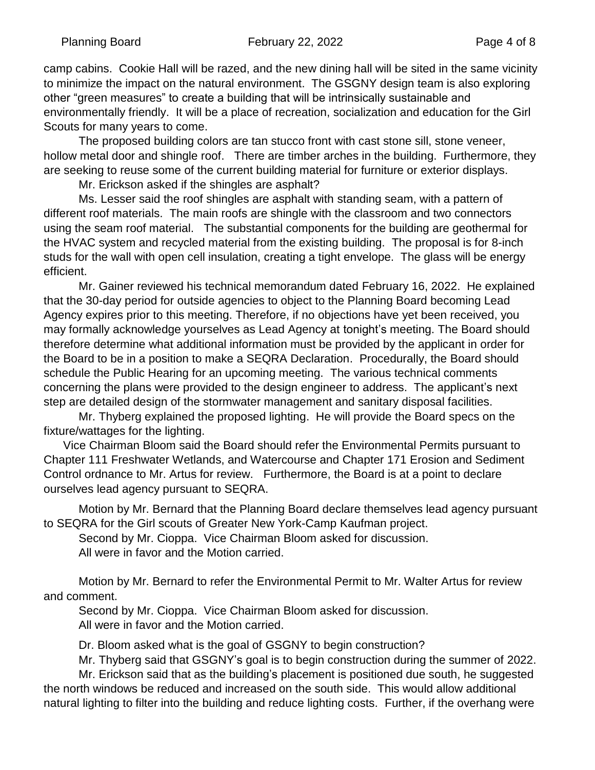camp cabins. Cookie Hall will be razed, and the new dining hall will be sited in the same vicinity to minimize the impact on the natural environment. The GSGNY design team is also exploring other "green measures" to create a building that will be intrinsically sustainable and environmentally friendly. It will be a place of recreation, socialization and education for the Girl Scouts for many years to come.

The proposed building colors are tan stucco front with cast stone sill, stone veneer, hollow metal door and shingle roof. There are timber arches in the building. Furthermore, they are seeking to reuse some of the current building material for furniture or exterior displays.

Mr. Erickson asked if the shingles are asphalt?

Ms. Lesser said the roof shingles are asphalt with standing seam, with a pattern of different roof materials. The main roofs are shingle with the classroom and two connectors using the seam roof material. The substantial components for the building are geothermal for the HVAC system and recycled material from the existing building. The proposal is for 8-inch studs for the wall with open cell insulation, creating a tight envelope. The glass will be energy efficient.

Mr. Gainer reviewed his technical memorandum dated February 16, 2022. He explained that the 30-day period for outside agencies to object to the Planning Board becoming Lead Agency expires prior to this meeting. Therefore, if no objections have yet been received, you may formally acknowledge yourselves as Lead Agency at tonight's meeting. The Board should therefore determine what additional information must be provided by the applicant in order for the Board to be in a position to make a SEQRA Declaration. Procedurally, the Board should schedule the Public Hearing for an upcoming meeting. The various technical comments concerning the plans were provided to the design engineer to address. The applicant's next step are detailed design of the stormwater management and sanitary disposal facilities.

Mr. Thyberg explained the proposed lighting. He will provide the Board specs on the fixture/wattages for the lighting.

Vice Chairman Bloom said the Board should refer the Environmental Permits pursuant to Chapter 111 Freshwater Wetlands, and Watercourse and Chapter 171 Erosion and Sediment Control ordnance to Mr. Artus for review. Furthermore, the Board is at a point to declare ourselves lead agency pursuant to SEQRA.

Motion by Mr. Bernard that the Planning Board declare themselves lead agency pursuant to SEQRA for the Girl scouts of Greater New York-Camp Kaufman project.

Second by Mr. Cioppa. Vice Chairman Bloom asked for discussion.

All were in favor and the Motion carried.

Motion by Mr. Bernard to refer the Environmental Permit to Mr. Walter Artus for review and comment.

Second by Mr. Cioppa. Vice Chairman Bloom asked for discussion.

All were in favor and the Motion carried.

Dr. Bloom asked what is the goal of GSGNY to begin construction?

Mr. Thyberg said that GSGNY's goal is to begin construction during the summer of 2022.

Mr. Erickson said that as the building's placement is positioned due south, he suggested the north windows be reduced and increased on the south side. This would allow additional natural lighting to filter into the building and reduce lighting costs. Further, if the overhang were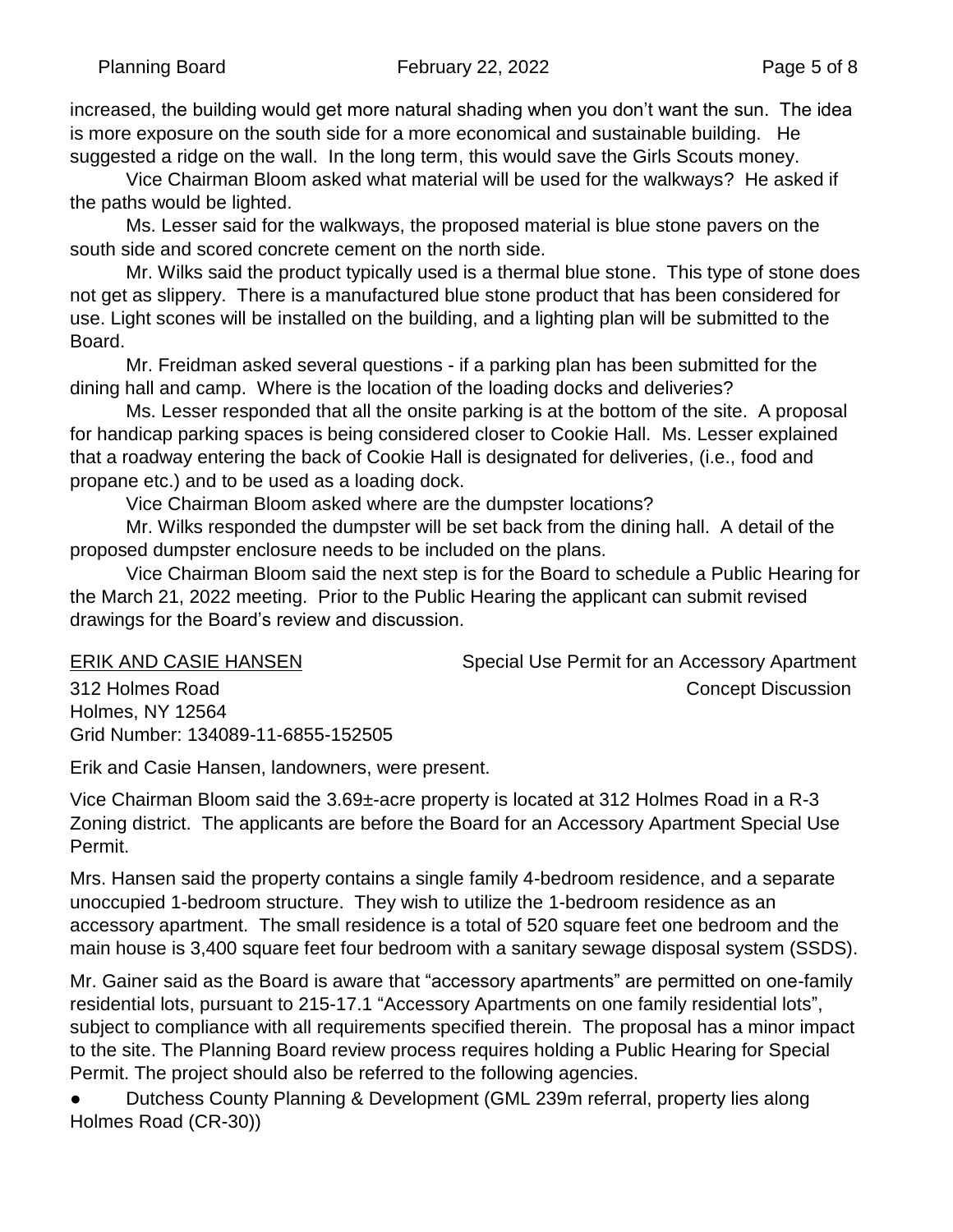increased, the building would get more natural shading when you don't want the sun. The idea is more exposure on the south side for a more economical and sustainable building. He suggested a ridge on the wall. In the long term, this would save the Girls Scouts money.

Vice Chairman Bloom asked what material will be used for the walkways? He asked if the paths would be lighted.

Ms. Lesser said for the walkways, the proposed material is blue stone pavers on the south side and scored concrete cement on the north side.

Mr. Wilks said the product typically used is a thermal blue stone. This type of stone does not get as slippery. There is a manufactured blue stone product that has been considered for use. Light scones will be installed on the building, and a lighting plan will be submitted to the Board.

Mr. Freidman asked several questions - if a parking plan has been submitted for the dining hall and camp. Where is the location of the loading docks and deliveries?

Ms. Lesser responded that all the onsite parking is at the bottom of the site. A proposal for handicap parking spaces is being considered closer to Cookie Hall. Ms. Lesser explained that a roadway entering the back of Cookie Hall is designated for deliveries, (i.e., food and propane etc.) and to be used as a loading dock.

Vice Chairman Bloom asked where are the dumpster locations?

Mr. Wilks responded the dumpster will be set back from the dining hall. A detail of the proposed dumpster enclosure needs to be included on the plans.

Vice Chairman Bloom said the next step is for the Board to schedule a Public Hearing for the March 21, 2022 meeting. Prior to the Public Hearing the applicant can submit revised drawings for the Board's review and discussion.

<u>ERIK AND CASIE HANSEN</u> — Special Use Permit for an Accessory Apartment
312 Holmes Road — Concept Discussion
Holmes, NY 12564
Grid Number: 134089-11-6855-152505

Erik and Casie Hansen, landowners, were present.

Vice Chairman Bloom said the 3.69±-acre property is located at 312 Holmes Road in a R-3 Zoning district. The applicants are before the Board for an Accessory Apartment Special Use Permit.

Mrs. Hansen said the property contains a single family 4-bedroom residence, and a separate unoccupied 1-bedroom structure. They wish to utilize the 1-bedroom residence as an accessory apartment. The small residence is a total of 520 square feet one bedroom and the main house is 3,400 square feet four bedroom with a sanitary sewage disposal system (SSDS).

Mr. Gainer said as the Board is aware that "accessory apartments" are permitted on one-family residential lots, pursuant to 215-17.1 "Accessory Apartments on one family residential lots", subject to compliance with all requirements specified therein. The proposal has a minor impact to the site. The Planning Board review process requires holding a Public Hearing for Special Permit. The project should also be referred to the following agencies.

- Dutchess County Planning & Development (GML 239m referral, property lies along Holmes Road (CR-30))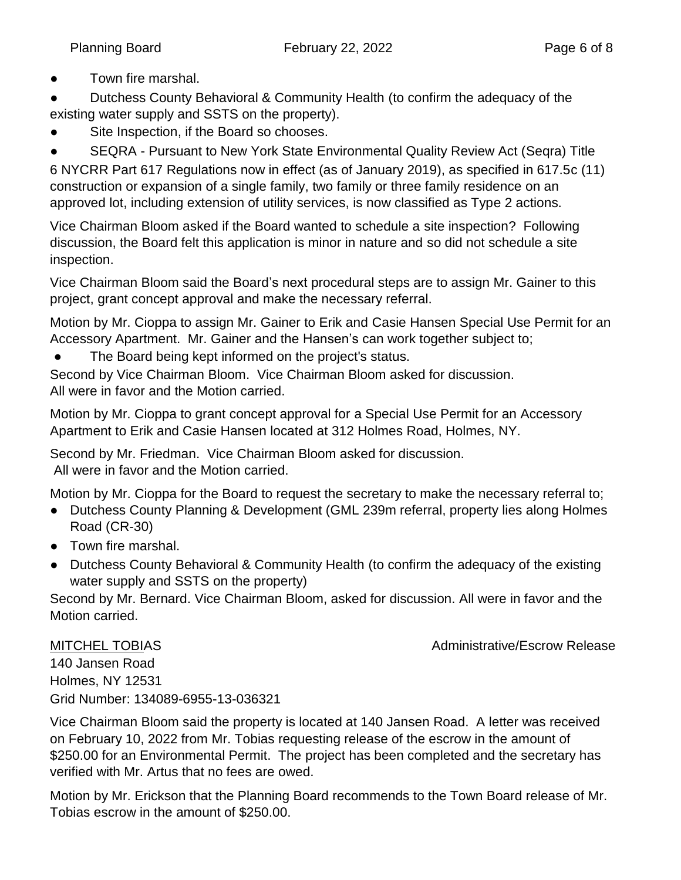- Town fire marshal.
- Dutchess County Behavioral & Community Health (to confirm the adequacy of the existing water supply and SSTS on the property).
- Site Inspection, if the Board so chooses.
- SEQRA - Pursuant to New York State Environmental Quality Review Act (Seqra) Title 6 NYCRR Part 617 Regulations now in effect (as of January 2019), as specified in 617.5c (11) construction or expansion of a single family, two family or three family residence on an approved lot, including extension of utility services, is now classified as Type 2 actions.

Vice Chairman Bloom asked if the Board wanted to schedule a site inspection? Following discussion, the Board felt this application is minor in nature and so did not schedule a site inspection.

Vice Chairman Bloom said the Board's next procedural steps are to assign Mr. Gainer to this project, grant concept approval and make the necessary referral.

Motion by Mr. Cioppa to assign Mr. Gainer to Erik and Casie Hansen Special Use Permit for an Accessory Apartment. Mr. Gainer and the Hansen's can work together subject to;

- The Board being kept informed on the project's status.

Second by Vice Chairman Bloom. Vice Chairman Bloom asked for discussion.
All were in favor and the Motion carried.

Motion by Mr. Cioppa to grant concept approval for a Special Use Permit for an Accessory Apartment to Erik and Casie Hansen located at 312 Holmes Road, Holmes, NY.

Second by Mr. Friedman. Vice Chairman Bloom asked for discussion.
All were in favor and the Motion carried.

Motion by Mr. Cioppa for the Board to request the secretary to make the necessary referral to;

- Dutchess County Planning & Development (GML 239m referral, property lies along Holmes Road (CR-30)
- Town fire marshal.
- Dutchess County Behavioral & Community Health (to confirm the adequacy of the existing water supply and SSTS on the property)

Second by Mr. Bernard. Vice Chairman Bloom, asked for discussion. All were in favor and the Motion carried.

MITCHEL TOBIAS — Administrative/Escrow Release

140 Jansen Road
Holmes, NY 12531
Grid Number: 134089-6955-13-036321

Vice Chairman Bloom said the property is located at 140 Jansen Road. A letter was received on February 10, 2022 from Mr. Tobias requesting release of the escrow in the amount of $250.00 for an Environmental Permit. The project has been completed and the secretary has verified with Mr. Artus that no fees are owed.

Motion by Mr. Erickson that the Planning Board recommends to the Town Board release of Mr. Tobias escrow in the amount of $250.00.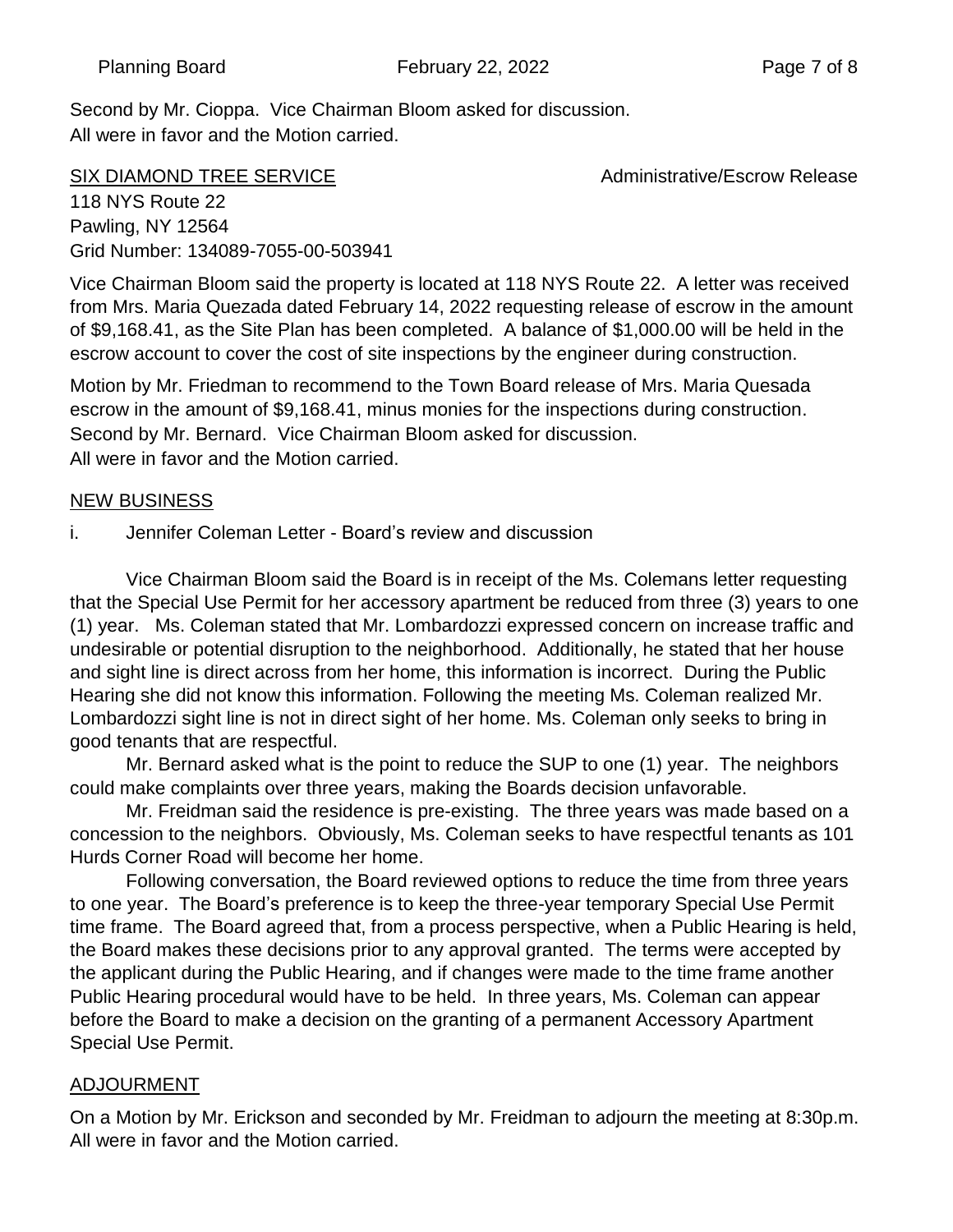Second by Mr. Cioppa. Vice Chairman Bloom asked for discussion.
All were in favor and the Motion carried.

<u>SIX DIAMOND TREE SERVICE</u> Administrative/Escrow Release

118 NYS Route 22
Pawling, NY 12564
Grid Number: 134089-7055-00-503941

Vice Chairman Bloom said the property is located at 118 NYS Route 22. A letter was received from Mrs. Maria Quezada dated February 14, 2022 requesting release of escrow in the amount of $9,168.41, as the Site Plan has been completed. A balance of $1,000.00 will be held in the escrow account to cover the cost of site inspections by the engineer during construction.

Motion by Mr. Friedman to recommend to the Town Board release of Mrs. Maria Quesada escrow in the amount of $9,168.41, minus monies for the inspections during construction. Second by Mr. Bernard. Vice Chairman Bloom asked for discussion.
All were in favor and the Motion carried.

<u>NEW BUSINESS</u>

i. Jennifer Coleman Letter - Board's review and discussion

Vice Chairman Bloom said the Board is in receipt of the Ms. Colemans letter requesting that the Special Use Permit for her accessory apartment be reduced from three (3) years to one (1) year. Ms. Coleman stated that Mr. Lombardozzi expressed concern on increase traffic and undesirable or potential disruption to the neighborhood. Additionally, he stated that her house and sight line is direct across from her home, this information is incorrect. During the Public Hearing she did not know this information. Following the meeting Ms. Coleman realized Mr. Lombardozzi sight line is not in direct sight of her home. Ms. Coleman only seeks to bring in good tenants that are respectful.

Mr. Bernard asked what is the point to reduce the SUP to one (1) year. The neighbors could make complaints over three years, making the Boards decision unfavorable.

Mr. Freidman said the residence is pre-existing. The three years was made based on a concession to the neighbors. Obviously, Ms. Coleman seeks to have respectful tenants as 101 Hurds Corner Road will become her home.

Following conversation, the Board reviewed options to reduce the time from three years to one year. The Board's preference is to keep the three-year temporary Special Use Permit time frame. The Board agreed that, from a process perspective, when a Public Hearing is held, the Board makes these decisions prior to any approval granted. The terms were accepted by the applicant during the Public Hearing, and if changes were made to the time frame another Public Hearing procedural would have to be held. In three years, Ms. Coleman can appear before the Board to make a decision on the granting of a permanent Accessory Apartment Special Use Permit.

<u>ADJOURMENT</u>

On a Motion by Mr. Erickson and seconded by Mr. Freidman to adjourn the meeting at 8:30p.m. All were in favor and the Motion carried.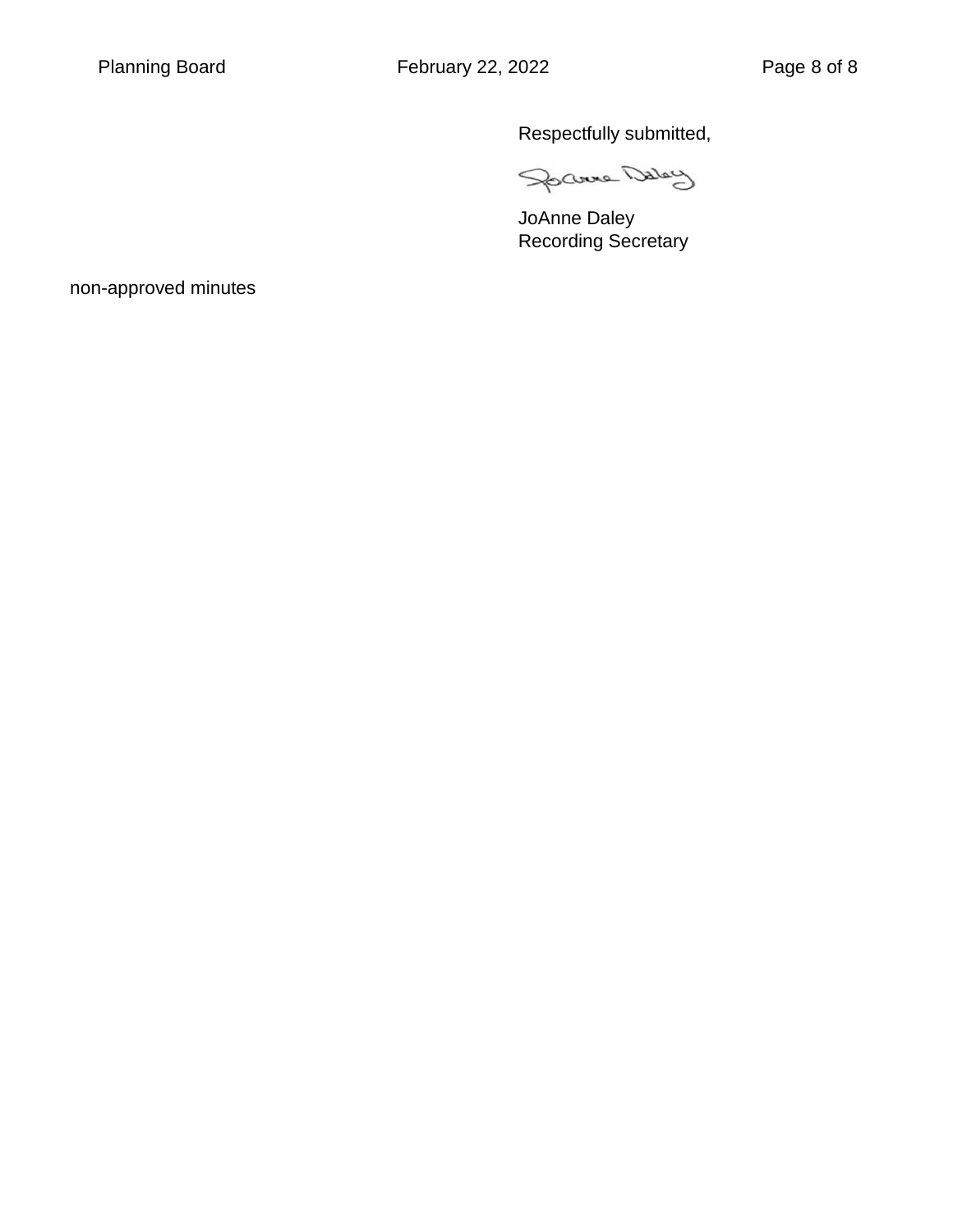Respectfully submitted,

JoAnne Daley
Recording Secretary

non-approved minutes